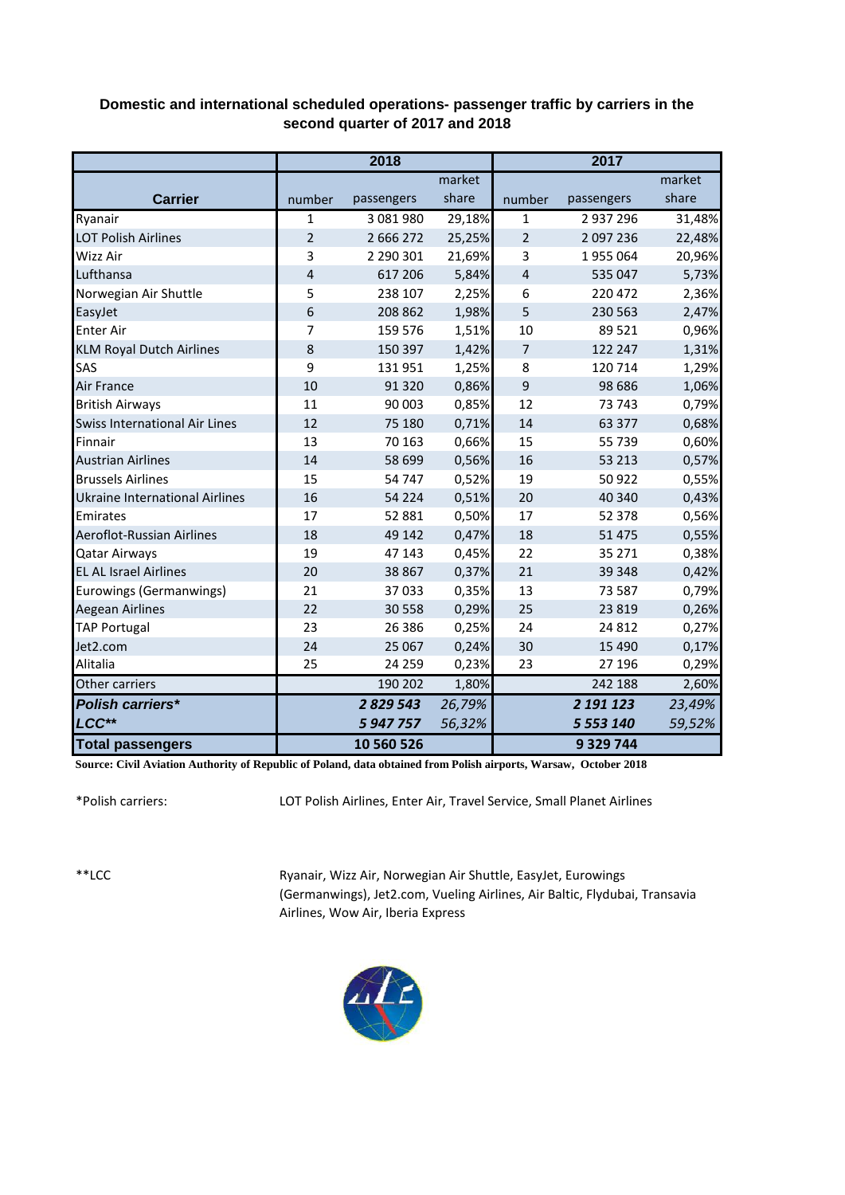**Domestic and international scheduled operations- passenger traffic by carriers in the second quarter of 2017 and 2018**

| Carrier | 2018 | | | 2017 | | |
|---|---|---|---|---|---|---|
| | number | passengers | market share | number | passengers | market share |
| Ryanair | 1 | 3 081 980 | 29,18% | 1 | 2 937 296 | 31,48% |
| LOT Polish Airlines | 2 | 2 666 272 | 25,25% | 2 | 2 097 236 | 22,48% |
| Wizz Air | 3 | 2 290 301 | 21,69% | 3 | 1 955 064 | 20,96% |
| Lufthansa | 4 | 617 206 | 5,84% | 4 | 535 047 | 5,73% |
| Norwegian Air Shuttle | 5 | 238 107 | 2,25% | 6 | 220 472 | 2,36% |
| EasyJet | 6 | 208 862 | 1,98% | 5 | 230 563 | 2,47% |
| Enter Air | 7 | 159 576 | 1,51% | 10 | 89 521 | 0,96% |
| KLM Royal Dutch Airlines | 8 | 150 397 | 1,42% | 7 | 122 247 | 1,31% |
| SAS | 9 | 131 951 | 1,25% | 8 | 120 714 | 1,29% |
| Air France | 10 | 91 320 | 0,86% | 9 | 98 686 | 1,06% |
| British Airways | 11 | 90 003 | 0,85% | 12 | 73 743 | 0,79% |
| Swiss International Air Lines | 12 | 75 180 | 0,71% | 14 | 63 377 | 0,68% |
| Finnair | 13 | 70 163 | 0,66% | 15 | 55 739 | 0,60% |
| Austrian Airlines | 14 | 58 699 | 0,56% | 16 | 53 213 | 0,57% |
| Brussels Airlines | 15 | 54 747 | 0,52% | 19 | 50 922 | 0,55% |
| Ukraine International Airlines | 16 | 54 224 | 0,51% | 20 | 40 340 | 0,43% |
| Emirates | 17 | 52 881 | 0,50% | 17 | 52 378 | 0,56% |
| Aeroflot-Russian Airlines | 18 | 49 142 | 0,47% | 18 | 51 475 | 0,55% |
| Qatar Airways | 19 | 47 143 | 0,45% | 22 | 35 271 | 0,38% |
| EL AL Israel Airlines | 20 | 38 867 | 0,37% | 21 | 39 348 | 0,42% |
| Eurowings (Germanwings) | 21 | 37 033 | 0,35% | 13 | 73 587 | 0,79% |
| Aegean Airlines | 22 | 30 558 | 0,29% | 25 | 23 819 | 0,26% |
| TAP Portugal | 23 | 26 386 | 0,25% | 24 | 24 812 | 0,27% |
| Jet2.com | 24 | 25 067 | 0,24% | 30 | 15 490 | 0,17% |
| Alitalia | 25 | 24 259 | 0,23% | 23 | 27 196 | 0,29% |
| Other carriers | | 190 202 | 1,80% | | 242 188 | 2,60% |
| ***Polish carriers**** | | ***2 829 543*** | *26,79%* | | ***2 191 123*** | *23,49%* |
| ***LCC***** | | ***5 947 757*** | *56,32%* | | ***5 553 140*** | *59,52%* |
| **Total passengers** | | **10 560 526** | | | **9 329 744** | |

**Source: Civil Aviation Authority of Republic of Poland, data obtained from Polish airports, Warsaw, October 2018**

*Polish carriers: LOT Polish Airlines, Enter Air, Travel Service, Small Planet Airlines

**LCC Ryanair, Wizz Air, Norwegian Air Shuttle, EasyJet, Eurowings (Germanwings), Jet2.com, Vueling Airlines, Air Baltic, Flydubai, Transavia Airlines, Wow Air, Iberia Express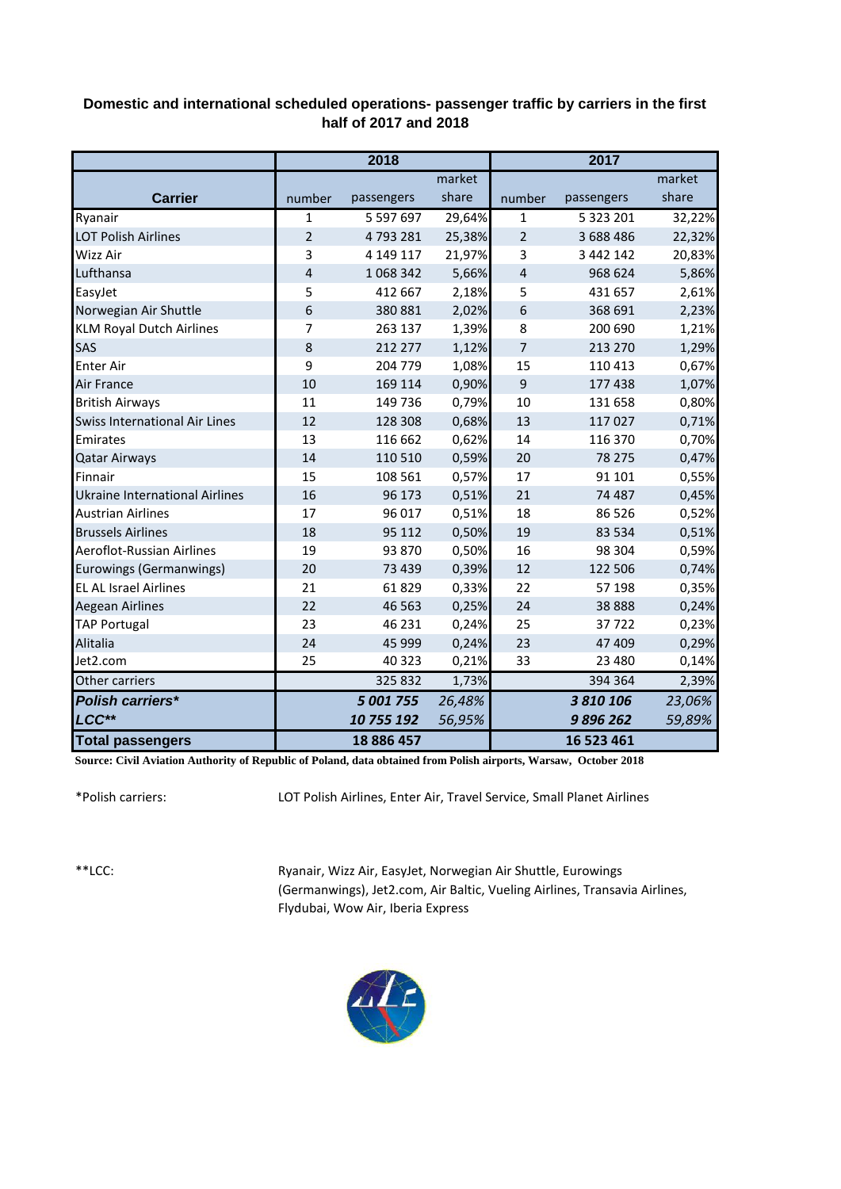### Domestic and international scheduled operations- passenger traffic by carriers in the first half of 2017 and 2018

| Carrier | 2018 | | | 2017 | | |
|---|---|---|---|---|---|---|
| | number | passengers | market share | number | passengers | market share |
| Ryanair | 1 | 5 597 697 | 29,64% | 1 | 5 323 201 | 32,22% |
| LOT Polish Airlines | 2 | 4 793 281 | 25,38% | 2 | 3 688 486 | 22,32% |
| Wizz Air | 3 | 4 149 117 | 21,97% | 3 | 3 442 142 | 20,83% |
| Lufthansa | 4 | 1 068 342 | 5,66% | 4 | 968 624 | 5,86% |
| EasyJet | 5 | 412 667 | 2,18% | 5 | 431 657 | 2,61% |
| Norwegian Air Shuttle | 6 | 380 881 | 2,02% | 6 | 368 691 | 2,23% |
| KLM Royal Dutch Airlines | 7 | 263 137 | 1,39% | 8 | 200 690 | 1,21% |
| SAS | 8 | 212 277 | 1,12% | 7 | 213 270 | 1,29% |
| Enter Air | 9 | 204 779 | 1,08% | 15 | 110 413 | 0,67% |
| Air France | 10 | 169 114 | 0,90% | 9 | 177 438 | 1,07% |
| British Airways | 11 | 149 736 | 0,79% | 10 | 131 658 | 0,80% |
| Swiss International Air Lines | 12 | 128 308 | 0,68% | 13 | 117 027 | 0,71% |
| Emirates | 13 | 116 662 | 0,62% | 14 | 116 370 | 0,70% |
| Qatar Airways | 14 | 110 510 | 0,59% | 20 | 78 275 | 0,47% |
| Finnair | 15 | 108 561 | 0,57% | 17 | 91 101 | 0,55% |
| Ukraine International Airlines | 16 | 96 173 | 0,51% | 21 | 74 487 | 0,45% |
| Austrian Airlines | 17 | 96 017 | 0,51% | 18 | 86 526 | 0,52% |
| Brussels Airlines | 18 | 95 112 | 0,50% | 19 | 83 534 | 0,51% |
| Aeroflot-Russian Airlines | 19 | 93 870 | 0,50% | 16 | 98 304 | 0,59% |
| Eurowings (Germanwings) | 20 | 73 439 | 0,39% | 12 | 122 506 | 0,74% |
| EL AL Israel Airlines | 21 | 61 829 | 0,33% | 22 | 57 198 | 0,35% |
| Aegean Airlines | 22 | 46 563 | 0,25% | 24 | 38 888 | 0,24% |
| TAP Portugal | 23 | 46 231 | 0,24% | 25 | 37 722 | 0,23% |
| Alitalia | 24 | 45 999 | 0,24% | 23 | 47 409 | 0,29% |
| Jet2.com | 25 | 40 323 | 0,21% | 33 | 23 480 | 0,14% |
| Other carriers | | 325 832 | 1,73% | | 394 364 | 2,39% |
| ***Polish carriers**** | | ***5 001 755*** | *26,48%* | | ***3 810 106*** | *23,06%* |
| ***LCC***** | | ***10 755 192*** | *56,95%* | | ***9 896 262*** | *59,89%* |
| **Total passengers** | | **18 886 457** | | | **16 523 461** | |

**Source: Civil Aviation Authority of Republic of Poland, data obtained from Polish airports, Warsaw, October 2018**

*Polish carriers: LOT Polish Airlines, Enter Air, Travel Service, Small Planet Airlines

**LCC: Ryanair, Wizz Air, EasyJet, Norwegian Air Shuttle, Eurowings (Germanwings), Jet2.com, Air Baltic, Vueling Airlines, Transavia Airlines, Flydubai, Wow Air, Iberia Express